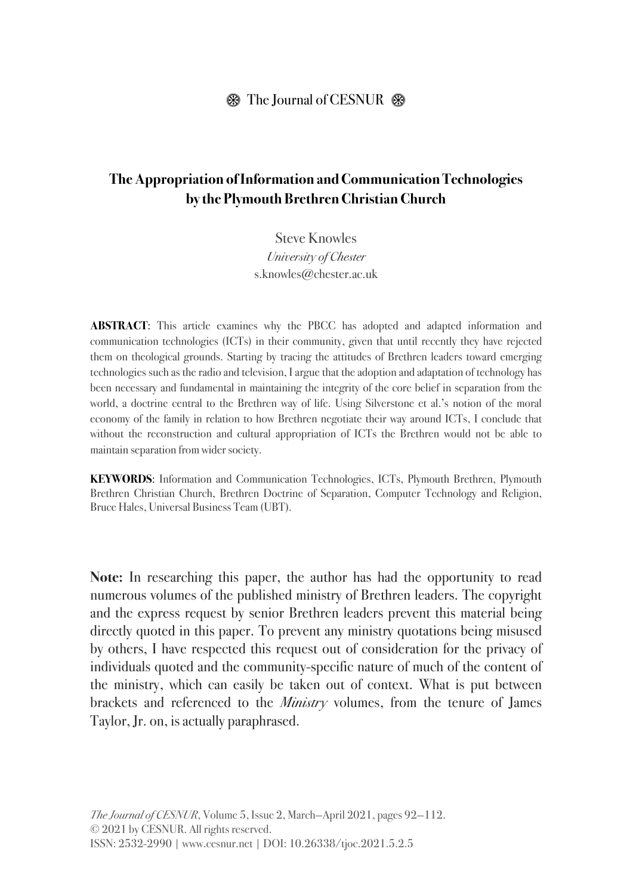# The Appropriation of Information and Communication Technologies by the Plymouth Brethren Christian Church

Steve Knowles
*University of Chester*
s.knowles@chester.ac.uk

**ABSTRACT**: This article examines why the PBCC has adopted and adapted information and communication technologies (ICTs) in their community, given that until recently they have rejected them on theological grounds. Starting by tracing the attitudes of Brethren leaders toward emerging technologies such as the radio and television, I argue that the adoption and adaptation of technology has been necessary and fundamental in maintaining the integrity of the core belief in separation from the world, a doctrine central to the Brethren way of life. Using Silverstone et al.'s notion of the moral economy of the family in relation to how Brethren negotiate their way around ICTs, I conclude that without the reconstruction and cultural appropriation of ICTs the Brethren would not be able to maintain separation from wider society.

**KEYWORDS**: Information and Communication Technologies, ICTs, Plymouth Brethren, Plymouth Brethren Christian Church, Brethren Doctrine of Separation, Computer Technology and Religion, Bruce Hales, Universal Business Team (UBT).

**Note:** In researching this paper, the author has had the opportunity to read numerous volumes of the published ministry of Brethren leaders. The copyright and the express request by senior Brethren leaders prevent this material being directly quoted in this paper. To prevent any ministry quotations being misused by others, I have respected this request out of consideration for the privacy of individuals quoted and the community-specific nature of much of the content of the ministry, which can easily be taken out of context. What is put between brackets and referenced to the *Ministry* volumes, from the tenure of James Taylor, Jr. on, is actually paraphrased.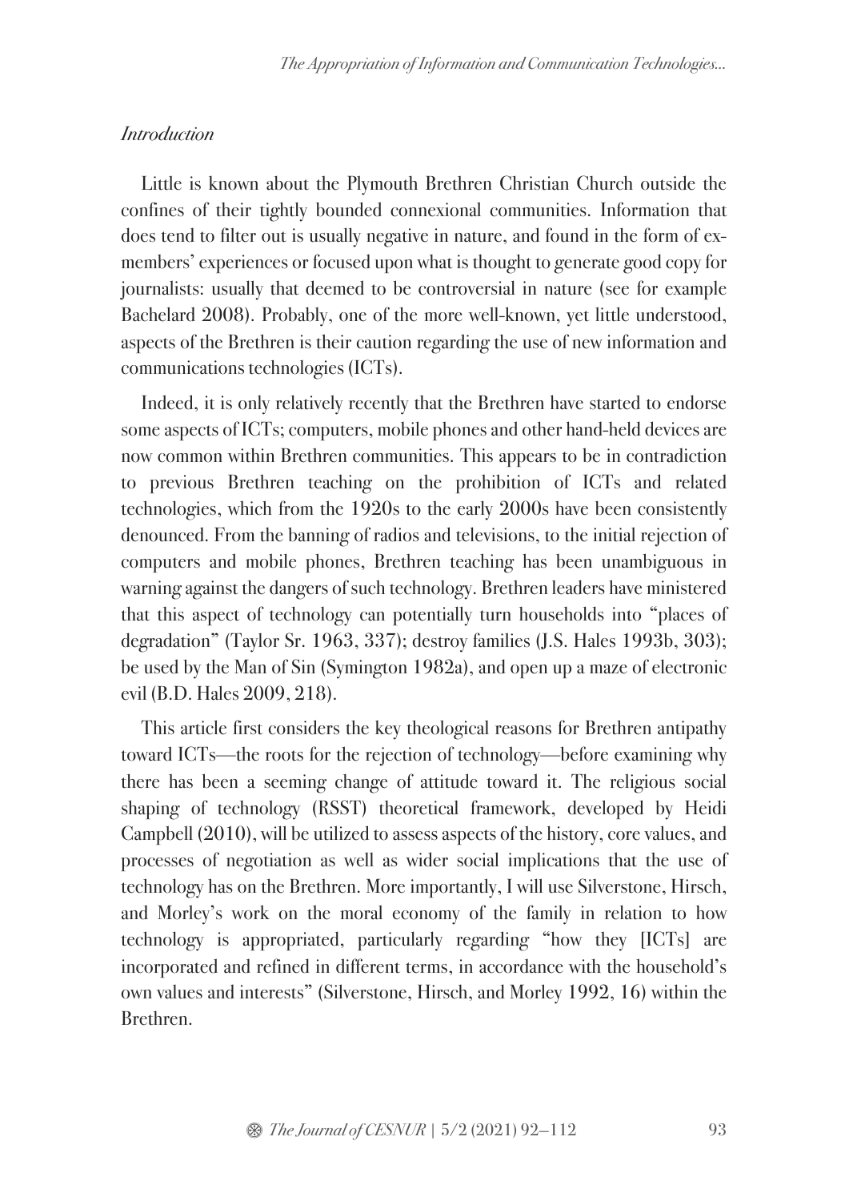## *Introduction*

Little is known about the Plymouth Brethren Christian Church outside the confines of their tightly bounded connexional communities. Information that does tend to filter out is usually negative in nature, and found in the form of ex-members' experiences or focused upon what is thought to generate good copy for journalists: usually that deemed to be controversial in nature (see for example Bachelard 2008). Probably, one of the more well-known, yet little understood, aspects of the Brethren is their caution regarding the use of new information and communications technologies (ICTs).

Indeed, it is only relatively recently that the Brethren have started to endorse some aspects of ICTs; computers, mobile phones and other hand-held devices are now common within Brethren communities. This appears to be in contradiction to previous Brethren teaching on the prohibition of ICTs and related technologies, which from the 1920s to the early 2000s have been consistently denounced. From the banning of radios and televisions, to the initial rejection of computers and mobile phones, Brethren teaching has been unambiguous in warning against the dangers of such technology. Brethren leaders have ministered that this aspect of technology can potentially turn households into "places of degradation" (Taylor Sr. 1963, 337); destroy families (J.S. Hales 1993b, 303); be used by the Man of Sin (Symington 1982a), and open up a maze of electronic evil (B.D. Hales 2009, 218).

This article first considers the key theological reasons for Brethren antipathy toward ICTs—the roots for the rejection of technology—before examining why there has been a seeming change of attitude toward it. The religious social shaping of technology (RSST) theoretical framework, developed by Heidi Campbell (2010), will be utilized to assess aspects of the history, core values, and processes of negotiation as well as wider social implications that the use of technology has on the Brethren. More importantly, I will use Silverstone, Hirsch, and Morley's work on the moral economy of the family in relation to how technology is appropriated, particularly regarding "how they [ICTs] are incorporated and refined in different terms, in accordance with the household's own values and interests" (Silverstone, Hirsch, and Morley 1992, 16) within the Brethren.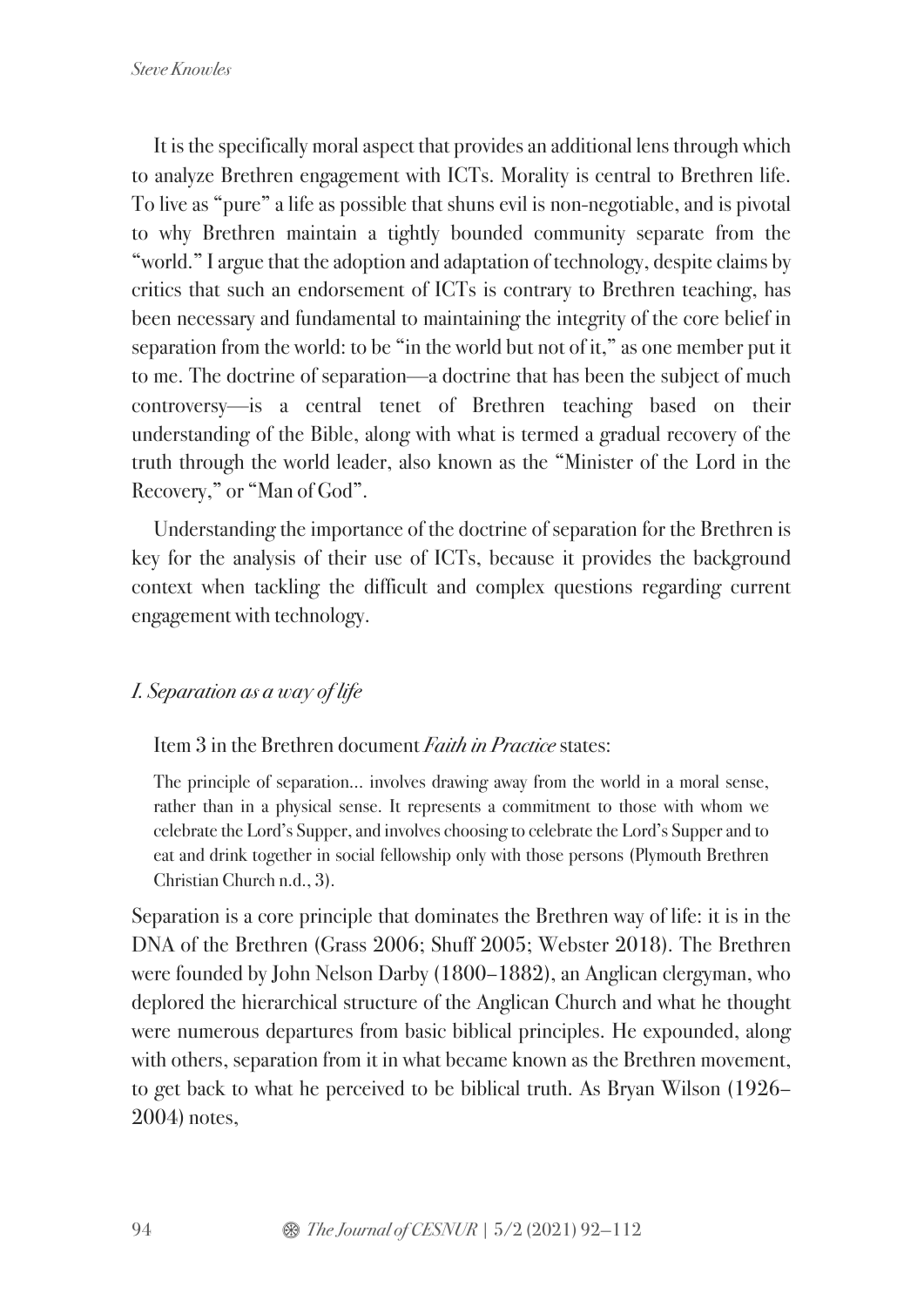It is the specifically moral aspect that provides an additional lens through which to analyze Brethren engagement with ICTs. Morality is central to Brethren life. To live as "pure" a life as possible that shuns evil is non-negotiable, and is pivotal to why Brethren maintain a tightly bounded community separate from the "world." I argue that the adoption and adaptation of technology, despite claims by critics that such an endorsement of ICTs is contrary to Brethren teaching, has been necessary and fundamental to maintaining the integrity of the core belief in separation from the world: to be "in the world but not of it," as one member put it to me. The doctrine of separation—a doctrine that has been the subject of much controversy—is a central tenet of Brethren teaching based on their understanding of the Bible, along with what is termed a gradual recovery of the truth through the world leader, also known as the "Minister of the Lord in the Recovery," or "Man of God".

Understanding the importance of the doctrine of separation for the Brethren is key for the analysis of their use of ICTs, because it provides the background context when tackling the difficult and complex questions regarding current engagement with technology.

## *I. Separation as a way of life*

Item 3 in the Brethren document *Faith in Practice* states:

> The principle of separation... involves drawing away from the world in a moral sense, rather than in a physical sense. It represents a commitment to those with whom we celebrate the Lord's Supper, and involves choosing to celebrate the Lord's Supper and to eat and drink together in social fellowship only with those persons (Plymouth Brethren Christian Church n.d., 3).

Separation is a core principle that dominates the Brethren way of life: it is in the DNA of the Brethren (Grass 2006; Shuff 2005; Webster 2018). The Brethren were founded by John Nelson Darby (1800–1882), an Anglican clergyman, who deplored the hierarchical structure of the Anglican Church and what he thought were numerous departures from basic biblical principles. He expounded, along with others, separation from it in what became known as the Brethren movement, to get back to what he perceived to be biblical truth. As Bryan Wilson (1926–2004) notes,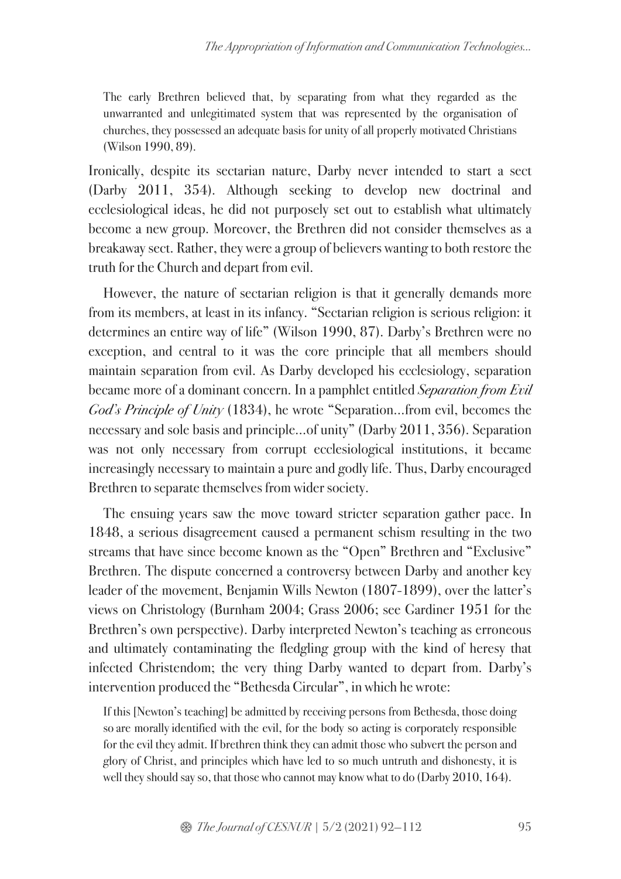> The early Brethren believed that, by separating from what they regarded as the unwarranted and unlegitimated system that was represented by the organisation of churches, they possessed an adequate basis for unity of all properly motivated Christians (Wilson 1990, 89).

Ironically, despite its sectarian nature, Darby never intended to start a sect (Darby 2011, 354). Although seeking to develop new doctrinal and ecclesiological ideas, he did not purposely set out to establish what ultimately become a new group. Moreover, the Brethren did not consider themselves as a breakaway sect. Rather, they were a group of believers wanting to both restore the truth for the Church and depart from evil.

However, the nature of sectarian religion is that it generally demands more from its members, at least in its infancy. "Sectarian religion is serious religion: it determines an entire way of life" (Wilson 1990, 87). Darby's Brethren were no exception, and central to it was the core principle that all members should maintain separation from evil. As Darby developed his ecclesiology, separation became more of a dominant concern. In a pamphlet entitled *Separation from Evil God's Principle of Unity* (1834), he wrote "Separation...from evil, becomes the necessary and sole basis and principle...of unity" (Darby 2011, 356). Separation was not only necessary from corrupt ecclesiological institutions, it became increasingly necessary to maintain a pure and godly life. Thus, Darby encouraged Brethren to separate themselves from wider society.

The ensuing years saw the move toward stricter separation gather pace. In 1848, a serious disagreement caused a permanent schism resulting in the two streams that have since become known as the "Open" Brethren and "Exclusive" Brethren. The dispute concerned a controversy between Darby and another key leader of the movement, Benjamin Wills Newton (1807-1899), over the latter's views on Christology (Burnham 2004; Grass 2006; see Gardiner 1951 for the Brethren's own perspective). Darby interpreted Newton's teaching as erroneous and ultimately contaminating the fledgling group with the kind of heresy that infected Christendom; the very thing Darby wanted to depart from. Darby's intervention produced the "Bethesda Circular", in which he wrote:

> If this [Newton's teaching] be admitted by receiving persons from Bethesda, those doing so are morally identified with the evil, for the body so acting is corporately responsible for the evil they admit. If brethren think they can admit those who subvert the person and glory of Christ, and principles which have led to so much untruth and dishonesty, it is well they should say so, that those who cannot may know what to do (Darby 2010, 164).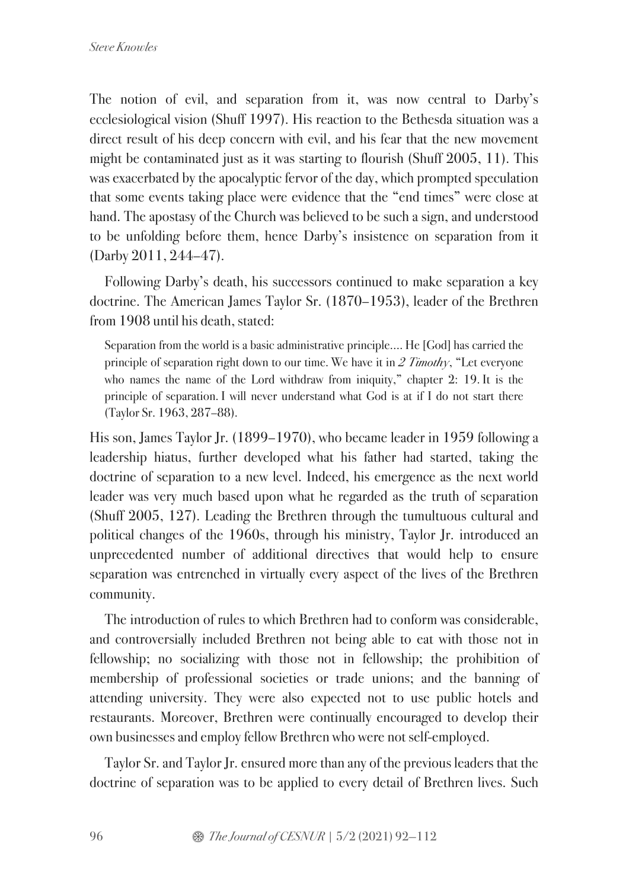The notion of evil, and separation from it, was now central to Darby's ecclesiological vision (Shuff 1997). His reaction to the Bethesda situation was a direct result of his deep concern with evil, and his fear that the new movement might be contaminated just as it was starting to flourish (Shuff 2005, 11). This was exacerbated by the apocalyptic fervor of the day, which prompted speculation that some events taking place were evidence that the "end times" were close at hand. The apostasy of the Church was believed to be such a sign, and understood to be unfolding before them, hence Darby's insistence on separation from it (Darby 2011, 244–47).

Following Darby's death, his successors continued to make separation a key doctrine. The American James Taylor Sr. (1870–1953), leader of the Brethren from 1908 until his death, stated:

> Separation from the world is a basic administrative principle.... He [God] has carried the principle of separation right down to our time. We have it in *2 Timothy*, "Let everyone who names the name of the Lord withdraw from iniquity," chapter 2: 19. It is the principle of separation. I will never understand what God is at if I do not start there (Taylor Sr. 1963, 287–88).

His son, James Taylor Jr. (1899–1970), who became leader in 1959 following a leadership hiatus, further developed what his father had started, taking the doctrine of separation to a new level. Indeed, his emergence as the next world leader was very much based upon what he regarded as the truth of separation (Shuff 2005, 127). Leading the Brethren through the tumultuous cultural and political changes of the 1960s, through his ministry, Taylor Jr. introduced an unprecedented number of additional directives that would help to ensure separation was entrenched in virtually every aspect of the lives of the Brethren community.

The introduction of rules to which Brethren had to conform was considerable, and controversially included Brethren not being able to eat with those not in fellowship; no socializing with those not in fellowship; the prohibition of membership of professional societies or trade unions; and the banning of attending university. They were also expected not to use public hotels and restaurants. Moreover, Brethren were continually encouraged to develop their own businesses and employ fellow Brethren who were not self-employed.

Taylor Sr. and Taylor Jr. ensured more than any of the previous leaders that the doctrine of separation was to be applied to every detail of Brethren lives. Such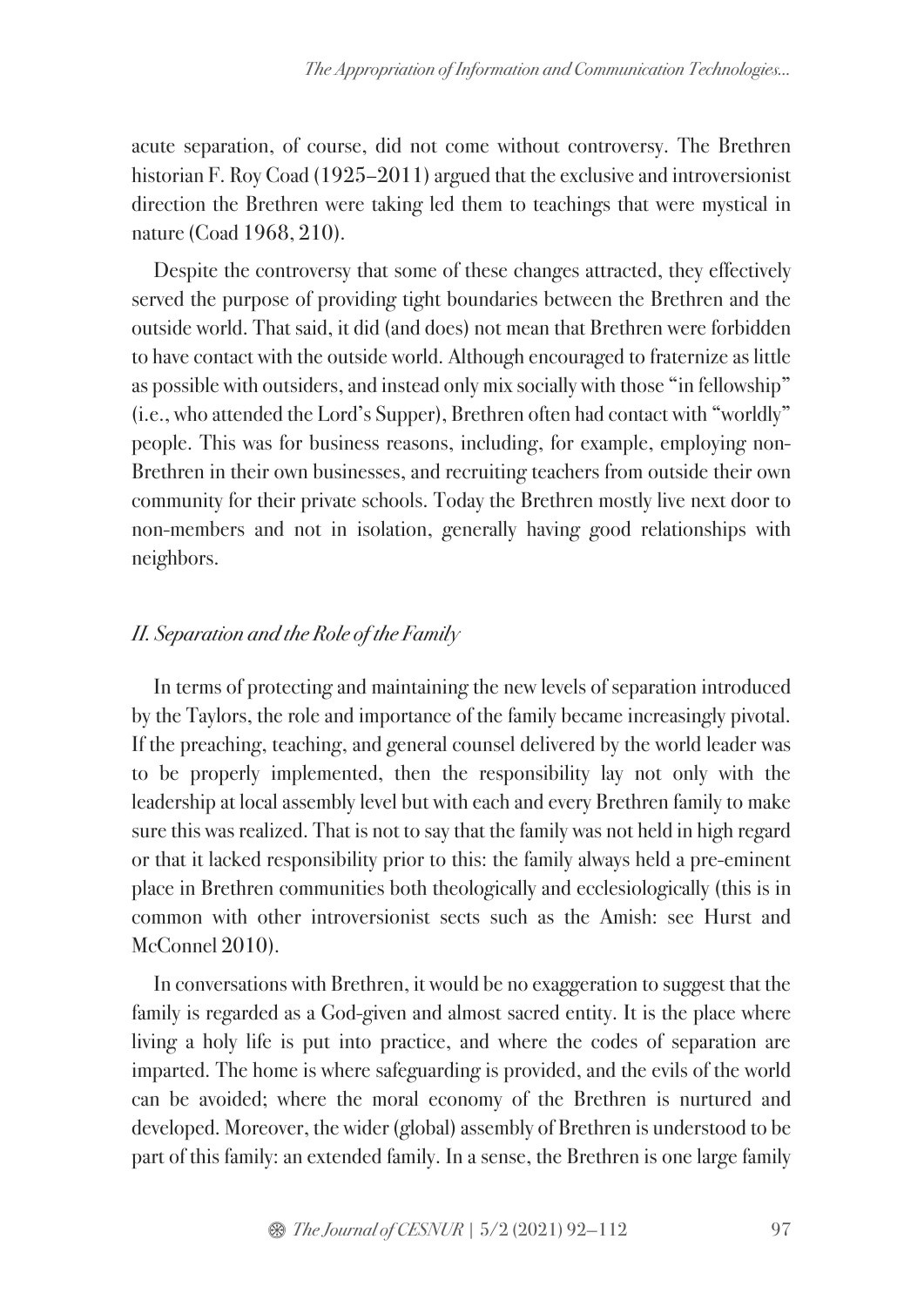acute separation, of course, did not come without controversy. The Brethren historian F. Roy Coad (1925–2011) argued that the exclusive and introversionist direction the Brethren were taking led them to teachings that were mystical in nature (Coad 1968, 210).

Despite the controversy that some of these changes attracted, they effectively served the purpose of providing tight boundaries between the Brethren and the outside world. That said, it did (and does) not mean that Brethren were forbidden to have contact with the outside world. Although encouraged to fraternize as little as possible with outsiders, and instead only mix socially with those "in fellowship" (i.e., who attended the Lord's Supper), Brethren often had contact with "worldly" people. This was for business reasons, including, for example, employing non-Brethren in their own businesses, and recruiting teachers from outside their own community for their private schools. Today the Brethren mostly live next door to non-members and not in isolation, generally having good relationships with neighbors.

## *II. Separation and the Role of the Family*

In terms of protecting and maintaining the new levels of separation introduced by the Taylors, the role and importance of the family became increasingly pivotal. If the preaching, teaching, and general counsel delivered by the world leader was to be properly implemented, then the responsibility lay not only with the leadership at local assembly level but with each and every Brethren family to make sure this was realized. That is not to say that the family was not held in high regard or that it lacked responsibility prior to this: the family always held a pre-eminent place in Brethren communities both theologically and ecclesiologically (this is in common with other introversionist sects such as the Amish: see Hurst and McConnel 2010).

In conversations with Brethren, it would be no exaggeration to suggest that the family is regarded as a God-given and almost sacred entity. It is the place where living a holy life is put into practice, and where the codes of separation are imparted. The home is where safeguarding is provided, and the evils of the world can be avoided; where the moral economy of the Brethren is nurtured and developed. Moreover, the wider (global) assembly of Brethren is understood to be part of this family: an extended family. In a sense, the Brethren is one large family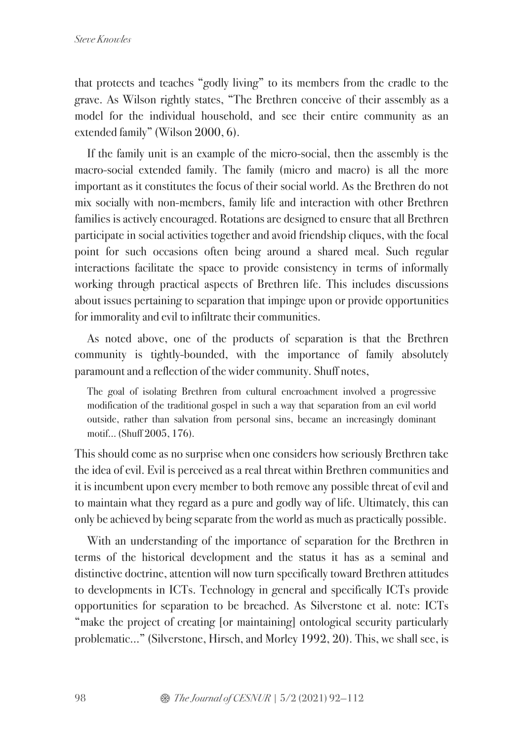that protects and teaches "godly living" to its members from the cradle to the grave. As Wilson rightly states, "The Brethren conceive of their assembly as a model for the individual household, and see their entire community as an extended family" (Wilson 2000, 6).

If the family unit is an example of the micro-social, then the assembly is the macro-social extended family. The family (micro and macro) is all the more important as it constitutes the focus of their social world. As the Brethren do not mix socially with non-members, family life and interaction with other Brethren families is actively encouraged. Rotations are designed to ensure that all Brethren participate in social activities together and avoid friendship cliques, with the focal point for such occasions often being around a shared meal. Such regular interactions facilitate the space to provide consistency in terms of informally working through practical aspects of Brethren life. This includes discussions about issues pertaining to separation that impinge upon or provide opportunities for immorality and evil to infiltrate their communities.

As noted above, one of the products of separation is that the Brethren community is tightly-bounded, with the importance of family absolutely paramount and a reflection of the wider community. Shuff notes,

> The goal of isolating Brethren from cultural encroachment involved a progressive modification of the traditional gospel in such a way that separation from an evil world outside, rather than salvation from personal sins, became an increasingly dominant motif... (Shuff 2005, 176).

This should come as no surprise when one considers how seriously Brethren take the idea of evil. Evil is perceived as a real threat within Brethren communities and it is incumbent upon every member to both remove any possible threat of evil and to maintain what they regard as a pure and godly way of life. Ultimately, this can only be achieved by being separate from the world as much as practically possible.

With an understanding of the importance of separation for the Brethren in terms of the historical development and the status it has as a seminal and distinctive doctrine, attention will now turn specifically toward Brethren attitudes to developments in ICTs. Technology in general and specifically ICTs provide opportunities for separation to be breached. As Silverstone et al. note: ICTs "make the project of creating [or maintaining] ontological security particularly problematic..." (Silverstone, Hirsch, and Morley 1992, 20). This, we shall see, is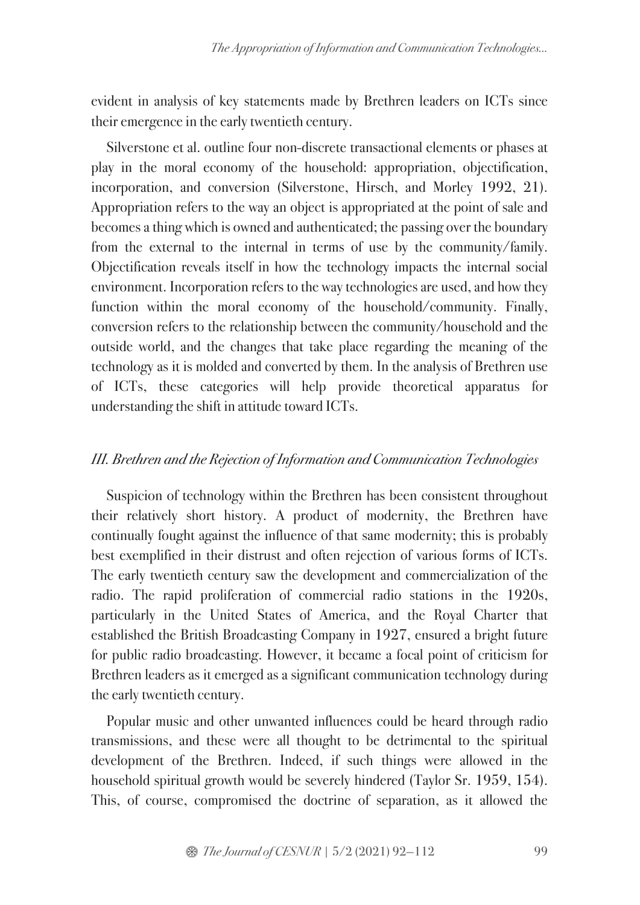evident in analysis of key statements made by Brethren leaders on ICTs since their emergence in the early twentieth century.

Silverstone et al. outline four non-discrete transactional elements or phases at play in the moral economy of the household: appropriation, objectification, incorporation, and conversion (Silverstone, Hirsch, and Morley 1992, 21). Appropriation refers to the way an object is appropriated at the point of sale and becomes a thing which is owned and authenticated; the passing over the boundary from the external to the internal in terms of use by the community/family. Objectification reveals itself in how the technology impacts the internal social environment. Incorporation refers to the way technologies are used, and how they function within the moral economy of the household/community. Finally, conversion refers to the relationship between the community/household and the outside world, and the changes that take place regarding the meaning of the technology as it is molded and converted by them. In the analysis of Brethren use of ICTs, these categories will help provide theoretical apparatus for understanding the shift in attitude toward ICTs.

## *III. Brethren and the Rejection of Information and Communication Technologies*

Suspicion of technology within the Brethren has been consistent throughout their relatively short history. A product of modernity, the Brethren have continually fought against the influence of that same modernity; this is probably best exemplified in their distrust and often rejection of various forms of ICTs. The early twentieth century saw the development and commercialization of the radio. The rapid proliferation of commercial radio stations in the 1920s, particularly in the United States of America, and the Royal Charter that established the British Broadcasting Company in 1927, ensured a bright future for public radio broadcasting. However, it became a focal point of criticism for Brethren leaders as it emerged as a significant communication technology during the early twentieth century.

Popular music and other unwanted influences could be heard through radio transmissions, and these were all thought to be detrimental to the spiritual development of the Brethren. Indeed, if such things were allowed in the household spiritual growth would be severely hindered (Taylor Sr. 1959, 154). This, of course, compromised the doctrine of separation, as it allowed the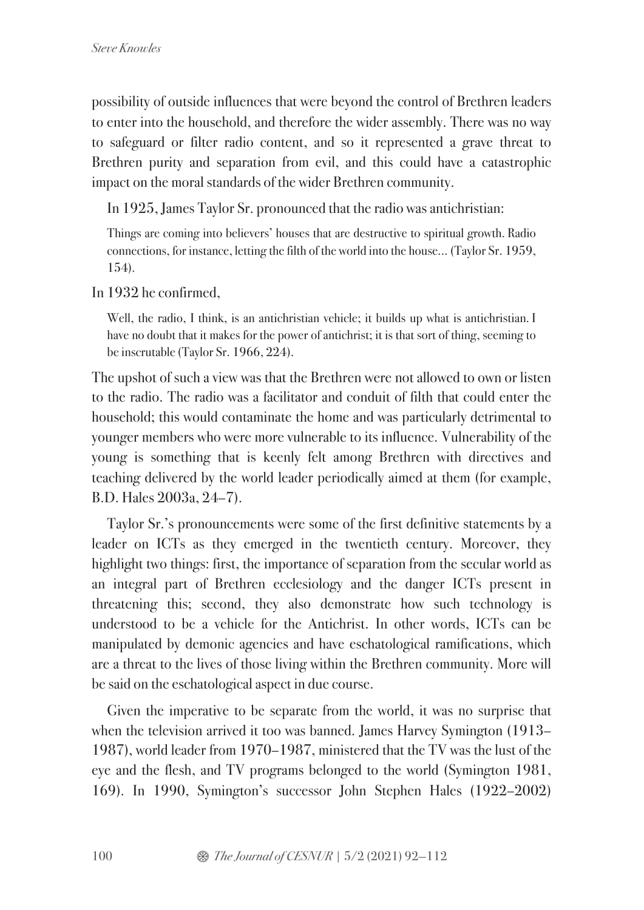possibility of outside influences that were beyond the control of Brethren leaders to enter into the household, and therefore the wider assembly. There was no way to safeguard or filter radio content, and so it represented a grave threat to Brethren purity and separation from evil, and this could have a catastrophic impact on the moral standards of the wider Brethren community.

In 1925, James Taylor Sr. pronounced that the radio was antichristian:

> Things are coming into believers' houses that are destructive to spiritual growth. Radio connections, for instance, letting the filth of the world into the house… (Taylor Sr. 1959, 154).

In 1932 he confirmed,

> Well, the radio, I think, is an antichristian vehicle; it builds up what is antichristian. I have no doubt that it makes for the power of antichrist; it is that sort of thing, seeming to be inscrutable (Taylor Sr. 1966, 224).

The upshot of such a view was that the Brethren were not allowed to own or listen to the radio. The radio was a facilitator and conduit of filth that could enter the household; this would contaminate the home and was particularly detrimental to younger members who were more vulnerable to its influence. Vulnerability of the young is something that is keenly felt among Brethren with directives and teaching delivered by the world leader periodically aimed at them (for example, B.D. Hales 2003a, 24–7).

Taylor Sr.'s pronouncements were some of the first definitive statements by a leader on ICTs as they emerged in the twentieth century. Moreover, they highlight two things: first, the importance of separation from the secular world as an integral part of Brethren ecclesiology and the danger ICTs present in threatening this; second, they also demonstrate how such technology is understood to be a vehicle for the Antichrist. In other words, ICTs can be manipulated by demonic agencies and have eschatological ramifications, which are a threat to the lives of those living within the Brethren community. More will be said on the eschatological aspect in due course.

Given the imperative to be separate from the world, it was no surprise that when the television arrived it too was banned. James Harvey Symington (1913–1987), world leader from 1970–1987, ministered that the TV was the lust of the eye and the flesh, and TV programs belonged to the world (Symington 1981, 169). In 1990, Symington's successor John Stephen Hales (1922–2002)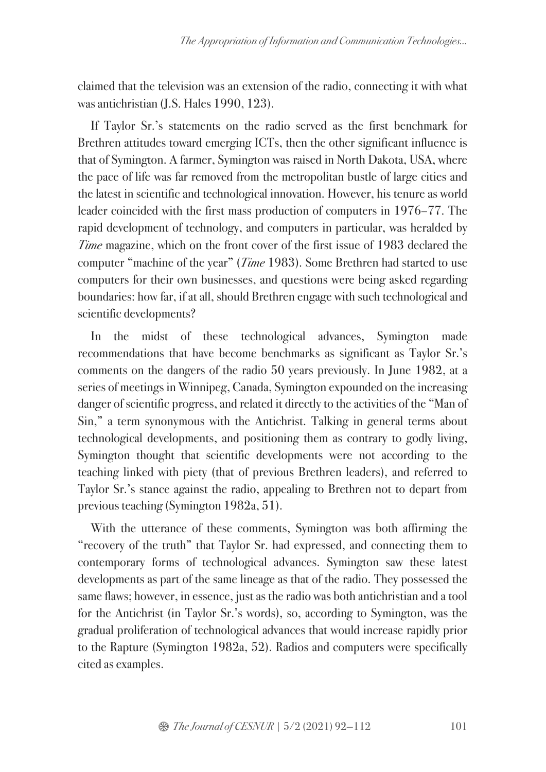claimed that the television was an extension of the radio, connecting it with what was antichristian (J.S. Hales 1990, 123).

If Taylor Sr.'s statements on the radio served as the first benchmark for Brethren attitudes toward emerging ICTs, then the other significant influence is that of Symington. A farmer, Symington was raised in North Dakota, USA, where the pace of life was far removed from the metropolitan bustle of large cities and the latest in scientific and technological innovation. However, his tenure as world leader coincided with the first mass production of computers in 1976–77. The rapid development of technology, and computers in particular, was heralded by *Time* magazine, which on the front cover of the first issue of 1983 declared the computer "machine of the year" (*Time* 1983). Some Brethren had started to use computers for their own businesses, and questions were being asked regarding boundaries: how far, if at all, should Brethren engage with such technological and scientific developments?

In the midst of these technological advances, Symington made recommendations that have become benchmarks as significant as Taylor Sr.'s comments on the dangers of the radio 50 years previously. In June 1982, at a series of meetings in Winnipeg, Canada, Symington expounded on the increasing danger of scientific progress, and related it directly to the activities of the "Man of Sin," a term synonymous with the Antichrist. Talking in general terms about technological developments, and positioning them as contrary to godly living, Symington thought that scientific developments were not according to the teaching linked with piety (that of previous Brethren leaders), and referred to Taylor Sr.'s stance against the radio, appealing to Brethren not to depart from previous teaching (Symington 1982a, 51).

With the utterance of these comments, Symington was both affirming the "recovery of the truth" that Taylor Sr. had expressed, and connecting them to contemporary forms of technological advances. Symington saw these latest developments as part of the same lineage as that of the radio. They possessed the same flaws; however, in essence, just as the radio was both antichristian and a tool for the Antichrist (in Taylor Sr.'s words), so, according to Symington, was the gradual proliferation of technological advances that would increase rapidly prior to the Rapture (Symington 1982a, 52). Radios and computers were specifically cited as examples.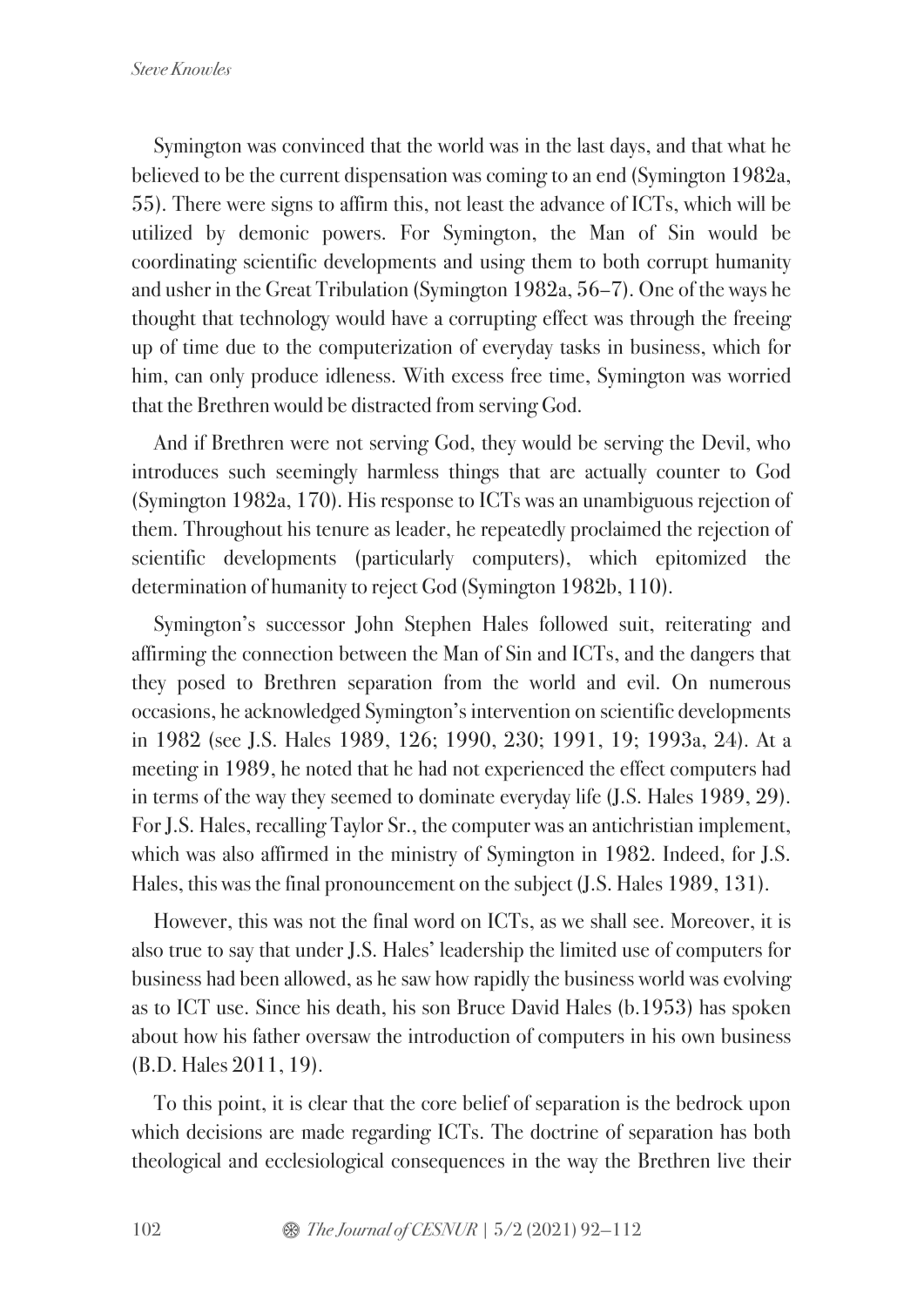Symington was convinced that the world was in the last days, and that what he believed to be the current dispensation was coming to an end (Symington 1982a, 55). There were signs to affirm this, not least the advance of ICTs, which will be utilized by demonic powers. For Symington, the Man of Sin would be coordinating scientific developments and using them to both corrupt humanity and usher in the Great Tribulation (Symington 1982a, 56–7). One of the ways he thought that technology would have a corrupting effect was through the freeing up of time due to the computerization of everyday tasks in business, which for him, can only produce idleness. With excess free time, Symington was worried that the Brethren would be distracted from serving God.

And if Brethren were not serving God, they would be serving the Devil, who introduces such seemingly harmless things that are actually counter to God (Symington 1982a, 170). His response to ICTs was an unambiguous rejection of them. Throughout his tenure as leader, he repeatedly proclaimed the rejection of scientific developments (particularly computers), which epitomized the determination of humanity to reject God (Symington 1982b, 110).

Symington's successor John Stephen Hales followed suit, reiterating and affirming the connection between the Man of Sin and ICTs, and the dangers that they posed to Brethren separation from the world and evil. On numerous occasions, he acknowledged Symington's intervention on scientific developments in 1982 (see J.S. Hales 1989, 126; 1990, 230; 1991, 19; 1993a, 24). At a meeting in 1989, he noted that he had not experienced the effect computers had in terms of the way they seemed to dominate everyday life (J.S. Hales 1989, 29). For J.S. Hales, recalling Taylor Sr., the computer was an antichristian implement, which was also affirmed in the ministry of Symington in 1982. Indeed, for J.S. Hales, this was the final pronouncement on the subject (J.S. Hales 1989, 131).

However, this was not the final word on ICTs, as we shall see. Moreover, it is also true to say that under J.S. Hales' leadership the limited use of computers for business had been allowed, as he saw how rapidly the business world was evolving as to ICT use. Since his death, his son Bruce David Hales (b.1953) has spoken about how his father oversaw the introduction of computers in his own business (B.D. Hales 2011, 19).

To this point, it is clear that the core belief of separation is the bedrock upon which decisions are made regarding ICTs. The doctrine of separation has both theological and ecclesiological consequences in the way the Brethren live their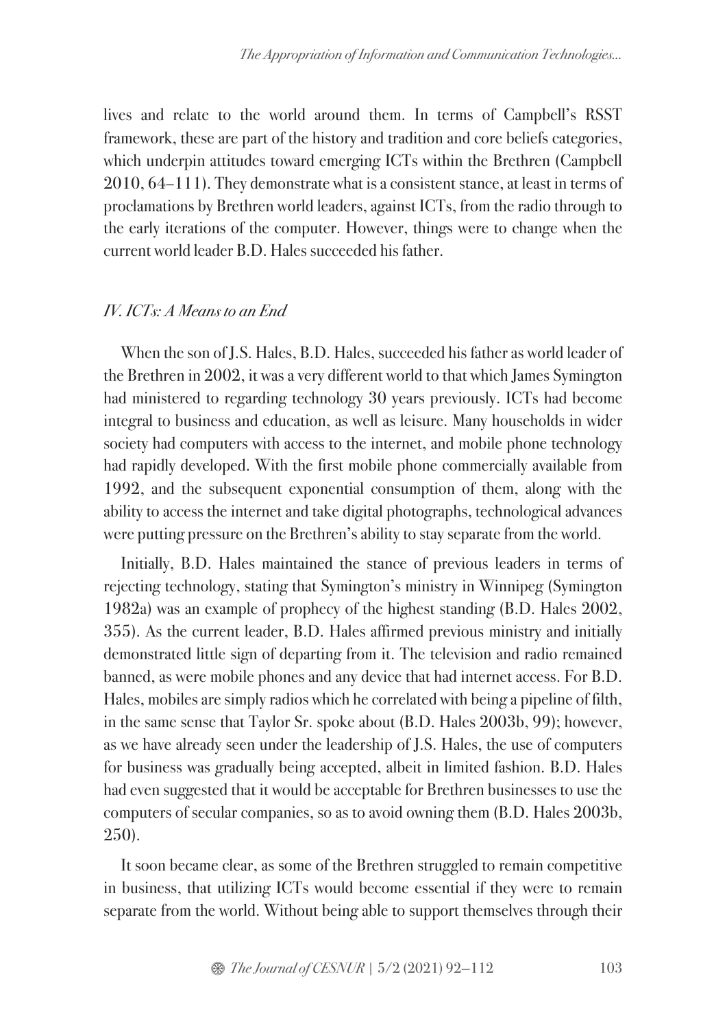lives and relate to the world around them. In terms of Campbell's RSST framework, these are part of the history and tradition and core beliefs categories, which underpin attitudes toward emerging ICTs within the Brethren (Campbell 2010, 64–111). They demonstrate what is a consistent stance, at least in terms of proclamations by Brethren world leaders, against ICTs, from the radio through to the early iterations of the computer. However, things were to change when the current world leader B.D. Hales succeeded his father.

## *IV. ICTs: A Means to an End*

When the son of J.S. Hales, B.D. Hales, succeeded his father as world leader of the Brethren in 2002, it was a very different world to that which James Symington had ministered to regarding technology 30 years previously. ICTs had become integral to business and education, as well as leisure. Many households in wider society had computers with access to the internet, and mobile phone technology had rapidly developed. With the first mobile phone commercially available from 1992, and the subsequent exponential consumption of them, along with the ability to access the internet and take digital photographs, technological advances were putting pressure on the Brethren's ability to stay separate from the world.

Initially, B.D. Hales maintained the stance of previous leaders in terms of rejecting technology, stating that Symington's ministry in Winnipeg (Symington 1982a) was an example of prophecy of the highest standing (B.D. Hales 2002, 355). As the current leader, B.D. Hales affirmed previous ministry and initially demonstrated little sign of departing from it. The television and radio remained banned, as were mobile phones and any device that had internet access. For B.D. Hales, mobiles are simply radios which he correlated with being a pipeline of filth, in the same sense that Taylor Sr. spoke about (B.D. Hales 2003b, 99); however, as we have already seen under the leadership of J.S. Hales, the use of computers for business was gradually being accepted, albeit in limited fashion. B.D. Hales had even suggested that it would be acceptable for Brethren businesses to use the computers of secular companies, so as to avoid owning them (B.D. Hales 2003b, 250).

It soon became clear, as some of the Brethren struggled to remain competitive in business, that utilizing ICTs would become essential if they were to remain separate from the world. Without being able to support themselves through their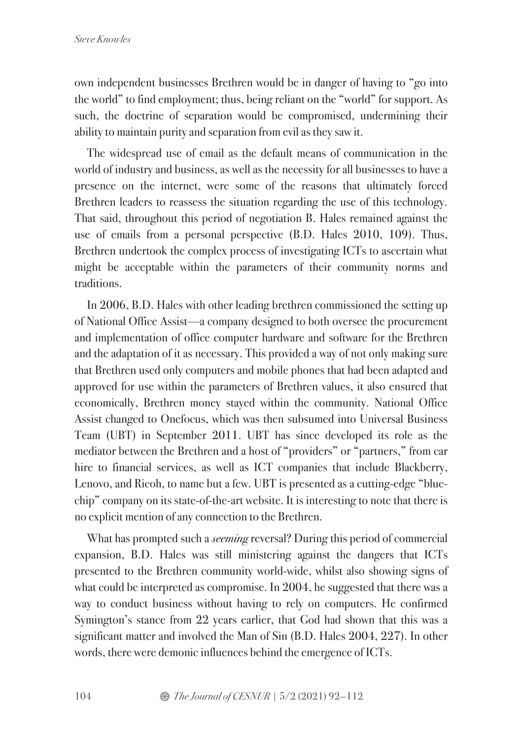own independent businesses Brethren would be in danger of having to "go into the world" to find employment; thus, being reliant on the "world" for support. As such, the doctrine of separation would be compromised, undermining their ability to maintain purity and separation from evil as they saw it.

The widespread use of email as the default means of communication in the world of industry and business, as well as the necessity for all businesses to have a presence on the internet, were some of the reasons that ultimately forced Brethren leaders to reassess the situation regarding the use of this technology. That said, throughout this period of negotiation B. Hales remained against the use of emails from a personal perspective (B.D. Hales 2010, 109). Thus, Brethren undertook the complex process of investigating ICTs to ascertain what might be acceptable within the parameters of their community norms and traditions.

In 2006, B.D. Hales with other leading brethren commissioned the setting up of National Office Assist—a company designed to both oversee the procurement and implementation of office computer hardware and software for the Brethren and the adaptation of it as necessary. This provided a way of not only making sure that Brethren used only computers and mobile phones that had been adapted and approved for use within the parameters of Brethren values, it also ensured that economically, Brethren money stayed within the community. National Office Assist changed to Onefocus, which was then subsumed into Universal Business Team (UBT) in September 2011. UBT has since developed its role as the mediator between the Brethren and a host of "providers" or "partners," from car hire to financial services, as well as ICT companies that include Blackberry, Lenovo, and Ricoh, to name but a few. UBT is presented as a cutting-edge "blue-chip" company on its state-of-the-art website. It is interesting to note that there is no explicit mention of any connection to the Brethren.

What has prompted such a *seeming* reversal? During this period of commercial expansion, B.D. Hales was still ministering against the dangers that ICTs presented to the Brethren community world-wide, whilst also showing signs of what could be interpreted as compromise. In 2004, he suggested that there was a way to conduct business without having to rely on computers. He confirmed Symington's stance from 22 years earlier, that God had shown that this was a significant matter and involved the Man of Sin (B.D. Hales 2004, 227). In other words, there were demonic influences behind the emergence of ICTs.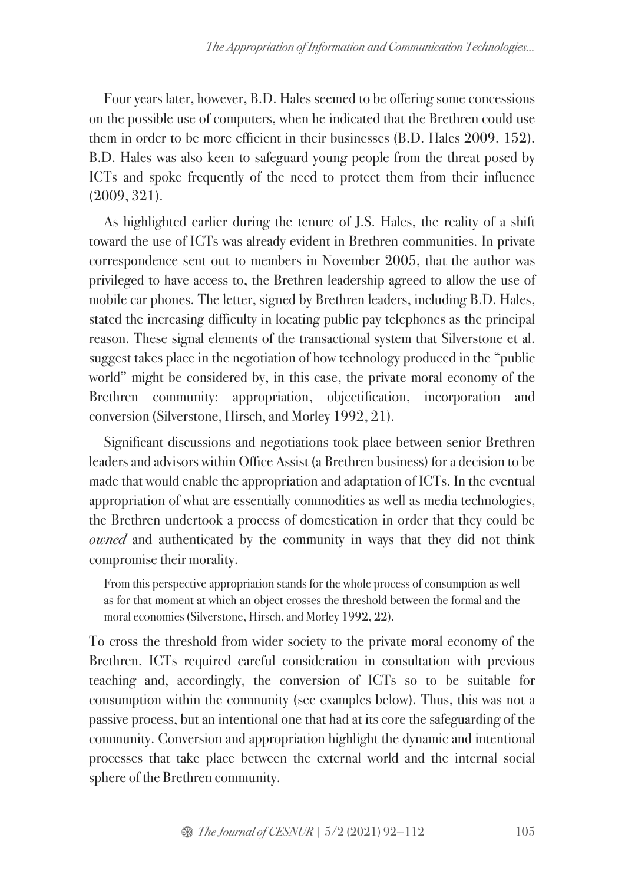Four years later, however, B.D. Hales seemed to be offering some concessions on the possible use of computers, when he indicated that the Brethren could use them in order to be more efficient in their businesses (B.D. Hales 2009, 152). B.D. Hales was also keen to safeguard young people from the threat posed by ICTs and spoke frequently of the need to protect them from their influence (2009, 321).

As highlighted earlier during the tenure of J.S. Hales, the reality of a shift toward the use of ICTs was already evident in Brethren communities. In private correspondence sent out to members in November 2005, that the author was privileged to have access to, the Brethren leadership agreed to allow the use of mobile car phones. The letter, signed by Brethren leaders, including B.D. Hales, stated the increasing difficulty in locating public pay telephones as the principal reason. These signal elements of the transactional system that Silverstone et al. suggest takes place in the negotiation of how technology produced in the "public world" might be considered by, in this case, the private moral economy of the Brethren community: appropriation, objectification, incorporation and conversion (Silverstone, Hirsch, and Morley 1992, 21).

Significant discussions and negotiations took place between senior Brethren leaders and advisors within Office Assist (a Brethren business) for a decision to be made that would enable the appropriation and adaptation of ICTs. In the eventual appropriation of what are essentially commodities as well as media technologies, the Brethren undertook a process of domestication in order that they could be *owned* and authenticated by the community in ways that they did not think compromise their morality.

> From this perspective appropriation stands for the whole process of consumption as well as for that moment at which an object crosses the threshold between the formal and the moral economies (Silverstone, Hirsch, and Morley 1992, 22).

To cross the threshold from wider society to the private moral economy of the Brethren, ICTs required careful consideration in consultation with previous teaching and, accordingly, the conversion of ICTs so to be suitable for consumption within the community (see examples below). Thus, this was not a passive process, but an intentional one that had at its core the safeguarding of the community. Conversion and appropriation highlight the dynamic and intentional processes that take place between the external world and the internal social sphere of the Brethren community.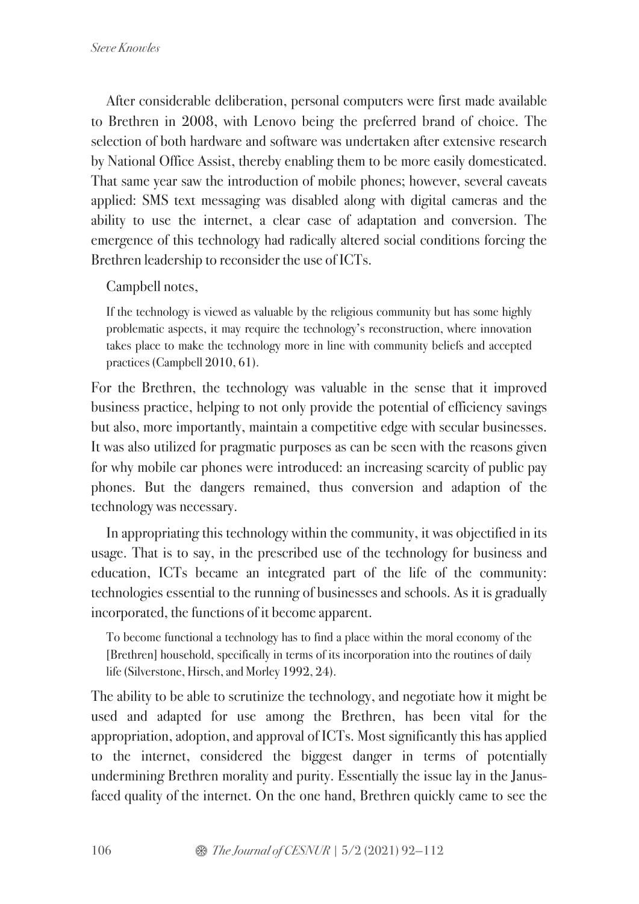After considerable deliberation, personal computers were first made available to Brethren in 2008, with Lenovo being the preferred brand of choice. The selection of both hardware and software was undertaken after extensive research by National Office Assist, thereby enabling them to be more easily domesticated. That same year saw the introduction of mobile phones; however, several caveats applied: SMS text messaging was disabled along with digital cameras and the ability to use the internet, a clear case of adaptation and conversion. The emergence of this technology had radically altered social conditions forcing the Brethren leadership to reconsider the use of ICTs.

Campbell notes,

> If the technology is viewed as valuable by the religious community but has some highly problematic aspects, it may require the technology's reconstruction, where innovation takes place to make the technology more in line with community beliefs and accepted practices (Campbell 2010, 61).

For the Brethren, the technology was valuable in the sense that it improved business practice, helping to not only provide the potential of efficiency savings but also, more importantly, maintain a competitive edge with secular businesses. It was also utilized for pragmatic purposes as can be seen with the reasons given for why mobile car phones were introduced: an increasing scarcity of public pay phones. But the dangers remained, thus conversion and adaption of the technology was necessary.

In appropriating this technology within the community, it was objectified in its usage. That is to say, in the prescribed use of the technology for business and education, ICTs became an integrated part of the life of the community: technologies essential to the running of businesses and schools. As it is gradually incorporated, the functions of it become apparent.

> To become functional a technology has to find a place within the moral economy of the [Brethren] household, specifically in terms of its incorporation into the routines of daily life (Silverstone, Hirsch, and Morley 1992, 24).

The ability to be able to scrutinize the technology, and negotiate how it might be used and adapted for use among the Brethren, has been vital for the appropriation, adoption, and approval of ICTs. Most significantly this has applied to the internet, considered the biggest danger in terms of potentially undermining Brethren morality and purity. Essentially the issue lay in the Janus-faced quality of the internet. On the one hand, Brethren quickly came to see the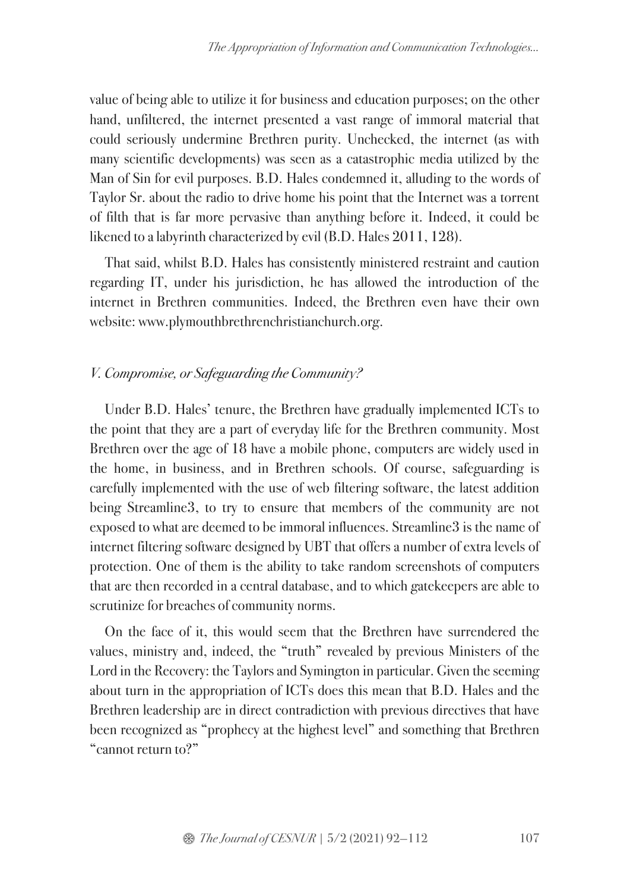value of being able to utilize it for business and education purposes; on the other hand, unfiltered, the internet presented a vast range of immoral material that could seriously undermine Brethren purity. Unchecked, the internet (as with many scientific developments) was seen as a catastrophic media utilized by the Man of Sin for evil purposes. B.D. Hales condemned it, alluding to the words of Taylor Sr. about the radio to drive home his point that the Internet was a torrent of filth that is far more pervasive than anything before it. Indeed, it could be likened to a labyrinth characterized by evil (B.D. Hales 2011, 128).

That said, whilst B.D. Hales has consistently ministered restraint and caution regarding IT, under his jurisdiction, he has allowed the introduction of the internet in Brethren communities. Indeed, the Brethren even have their own website: www.plymouthbrethrenchristianchurch.org.

### *V. Compromise, or Safeguarding the Community?*

Under B.D. Hales' tenure, the Brethren have gradually implemented ICTs to the point that they are a part of everyday life for the Brethren community. Most Brethren over the age of 18 have a mobile phone, computers are widely used in the home, in business, and in Brethren schools. Of course, safeguarding is carefully implemented with the use of web filtering software, the latest addition being Streamline3, to try to ensure that members of the community are not exposed to what are deemed to be immoral influences. Streamline3 is the name of internet filtering software designed by UBT that offers a number of extra levels of protection. One of them is the ability to take random screenshots of computers that are then recorded in a central database, and to which gatekeepers are able to scrutinize for breaches of community norms.

On the face of it, this would seem that the Brethren have surrendered the values, ministry and, indeed, the "truth" revealed by previous Ministers of the Lord in the Recovery: the Taylors and Symington in particular. Given the seeming about turn in the appropriation of ICTs does this mean that B.D. Hales and the Brethren leadership are in direct contradiction with previous directives that have been recognized as "prophecy at the highest level" and something that Brethren "cannot return to?"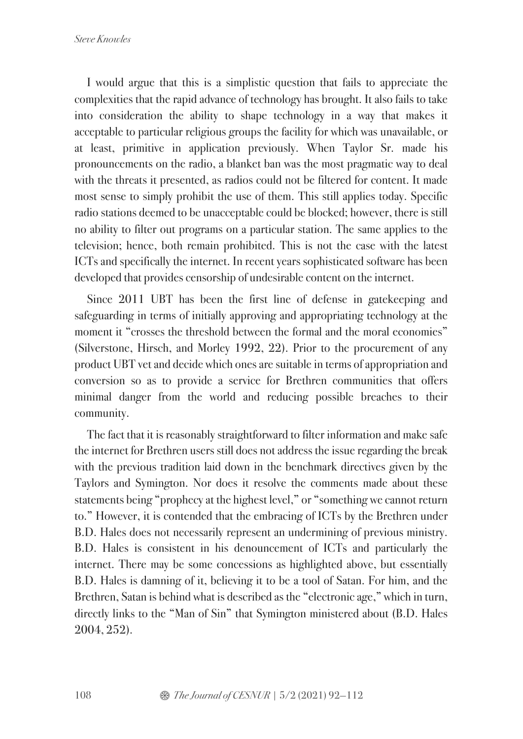I would argue that this is a simplistic question that fails to appreciate the complexities that the rapid advance of technology has brought. It also fails to take into consideration the ability to shape technology in a way that makes it acceptable to particular religious groups the facility for which was unavailable, or at least, primitive in application previously. When Taylor Sr. made his pronouncements on the radio, a blanket ban was the most pragmatic way to deal with the threats it presented, as radios could not be filtered for content. It made most sense to simply prohibit the use of them. This still applies today. Specific radio stations deemed to be unacceptable could be blocked; however, there is still no ability to filter out programs on a particular station. The same applies to the television; hence, both remain prohibited. This is not the case with the latest ICTs and specifically the internet. In recent years sophisticated software has been developed that provides censorship of undesirable content on the internet.

Since 2011 UBT has been the first line of defense in gatekeeping and safeguarding in terms of initially approving and appropriating technology at the moment it "crosses the threshold between the formal and the moral economies" (Silverstone, Hirsch, and Morley 1992, 22). Prior to the procurement of any product UBT vet and decide which ones are suitable in terms of appropriation and conversion so as to provide a service for Brethren communities that offers minimal danger from the world and reducing possible breaches to their community.

The fact that it is reasonably straightforward to filter information and make safe the internet for Brethren users still does not address the issue regarding the break with the previous tradition laid down in the benchmark directives given by the Taylors and Symington. Nor does it resolve the comments made about these statements being "prophecy at the highest level," or "something we cannot return to." However, it is contended that the embracing of ICTs by the Brethren under B.D. Hales does not necessarily represent an undermining of previous ministry. B.D. Hales is consistent in his denouncement of ICTs and particularly the internet. There may be some concessions as highlighted above, but essentially B.D. Hales is damning of it, believing it to be a tool of Satan. For him, and the Brethren, Satan is behind what is described as the "electronic age," which in turn, directly links to the "Man of Sin" that Symington ministered about (B.D. Hales 2004, 252).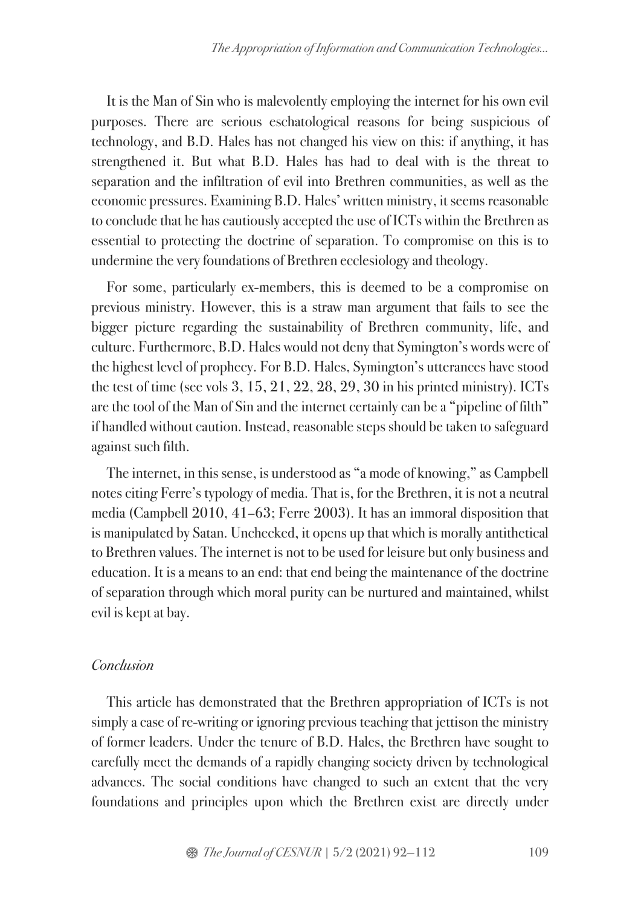It is the Man of Sin who is malevolently employing the internet for his own evil purposes. There are serious eschatological reasons for being suspicious of technology, and B.D. Hales has not changed his view on this: if anything, it has strengthened it. But what B.D. Hales has had to deal with is the threat to separation and the infiltration of evil into Brethren communities, as well as the economic pressures. Examining B.D. Hales' written ministry, it seems reasonable to conclude that he has cautiously accepted the use of ICTs within the Brethren as essential to protecting the doctrine of separation. To compromise on this is to undermine the very foundations of Brethren ecclesiology and theology.

For some, particularly ex-members, this is deemed to be a compromise on previous ministry. However, this is a straw man argument that fails to see the bigger picture regarding the sustainability of Brethren community, life, and culture. Furthermore, B.D. Hales would not deny that Symington's words were of the highest level of prophecy. For B.D. Hales, Symington's utterances have stood the test of time (see vols 3, 15, 21, 22, 28, 29, 30 in his printed ministry). ICTs are the tool of the Man of Sin and the internet certainly can be a "pipeline of filth" if handled without caution. Instead, reasonable steps should be taken to safeguard against such filth.

The internet, in this sense, is understood as "a mode of knowing," as Campbell notes citing Ferre's typology of media. That is, for the Brethren, it is not a neutral media (Campbell 2010, 41–63; Ferre 2003). It has an immoral disposition that is manipulated by Satan. Unchecked, it opens up that which is morally antithetical to Brethren values. The internet is not to be used for leisure but only business and education. It is a means to an end: that end being the maintenance of the doctrine of separation through which moral purity can be nurtured and maintained, whilst evil is kept at bay.

### *Conclusion*

This article has demonstrated that the Brethren appropriation of ICTs is not simply a case of re-writing or ignoring previous teaching that jettison the ministry of former leaders. Under the tenure of B.D. Hales, the Brethren have sought to carefully meet the demands of a rapidly changing society driven by technological advances. The social conditions have changed to such an extent that the very foundations and principles upon which the Brethren exist are directly under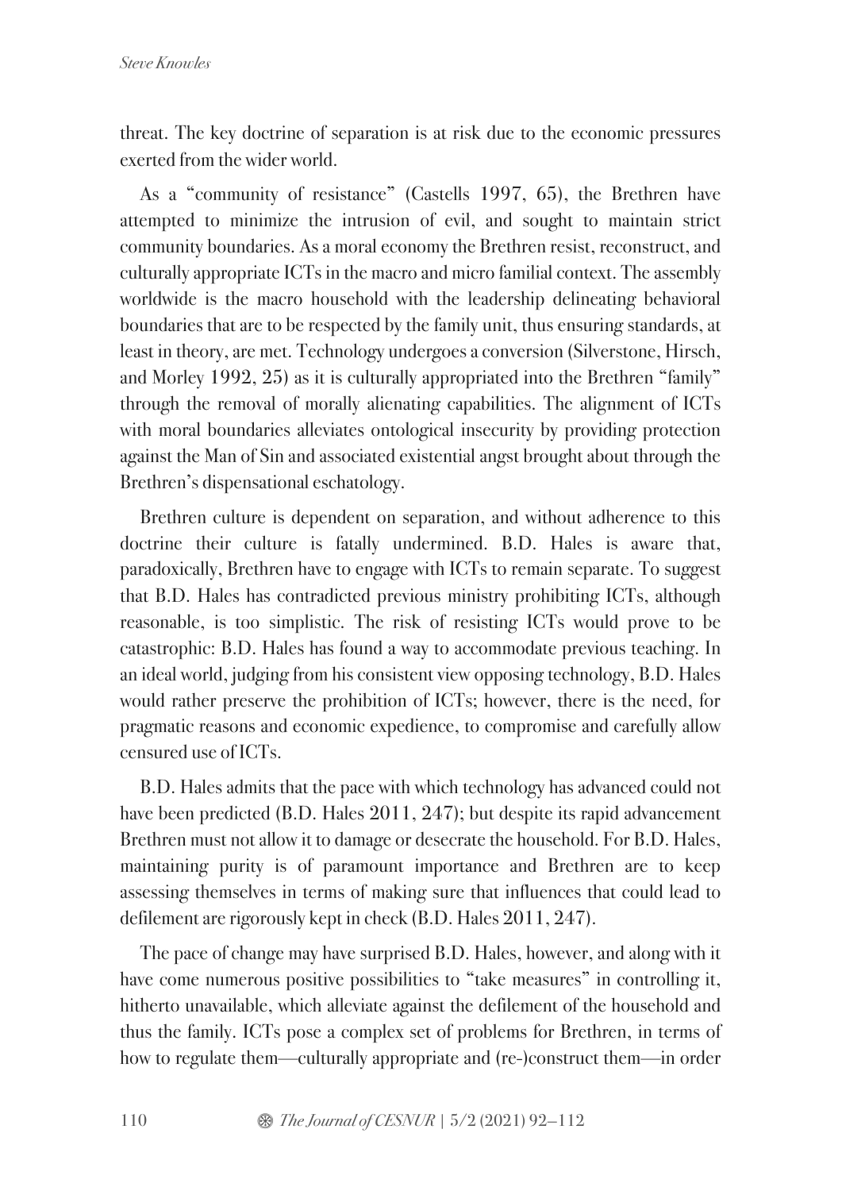threat. The key doctrine of separation is at risk due to the economic pressures exerted from the wider world.

As a "community of resistance" (Castells 1997, 65), the Brethren have attempted to minimize the intrusion of evil, and sought to maintain strict community boundaries. As a moral economy the Brethren resist, reconstruct, and culturally appropriate ICTs in the macro and micro familial context. The assembly worldwide is the macro household with the leadership delineating behavioral boundaries that are to be respected by the family unit, thus ensuring standards, at least in theory, are met. Technology undergoes a conversion (Silverstone, Hirsch, and Morley 1992, 25) as it is culturally appropriated into the Brethren "family" through the removal of morally alienating capabilities. The alignment of ICTs with moral boundaries alleviates ontological insecurity by providing protection against the Man of Sin and associated existential angst brought about through the Brethren's dispensational eschatology.

Brethren culture is dependent on separation, and without adherence to this doctrine their culture is fatally undermined. B.D. Hales is aware that, paradoxically, Brethren have to engage with ICTs to remain separate. To suggest that B.D. Hales has contradicted previous ministry prohibiting ICTs, although reasonable, is too simplistic. The risk of resisting ICTs would prove to be catastrophic: B.D. Hales has found a way to accommodate previous teaching. In an ideal world, judging from his consistent view opposing technology, B.D. Hales would rather preserve the prohibition of ICTs; however, there is the need, for pragmatic reasons and economic expedience, to compromise and carefully allow censured use of ICTs.

B.D. Hales admits that the pace with which technology has advanced could not have been predicted (B.D. Hales 2011, 247); but despite its rapid advancement Brethren must not allow it to damage or desecrate the household. For B.D. Hales, maintaining purity is of paramount importance and Brethren are to keep assessing themselves in terms of making sure that influences that could lead to defilement are rigorously kept in check (B.D. Hales 2011, 247).

The pace of change may have surprised B.D. Hales, however, and along with it have come numerous positive possibilities to "take measures" in controlling it, hitherto unavailable, which alleviate against the defilement of the household and thus the family. ICTs pose a complex set of problems for Brethren, in terms of how to regulate them—culturally appropriate and (re-)construct them—in order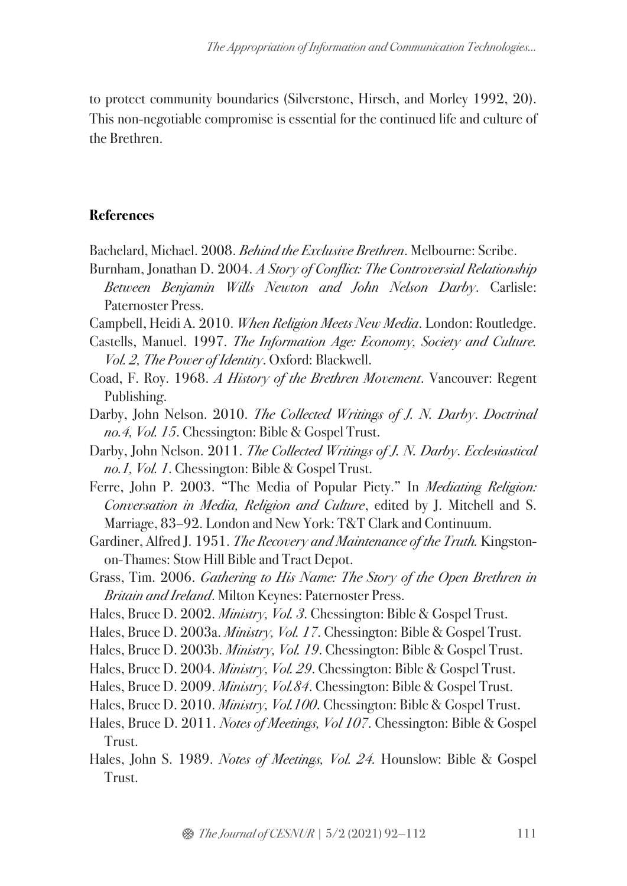to protect community boundaries (Silverstone, Hirsch, and Morley 1992, 20). This non-negotiable compromise is essential for the continued life and culture of the Brethren.

## References

Bachelard, Michael. 2008. *Behind the Exclusive Brethren*. Melbourne: Scribe.

Burnham, Jonathan D. 2004. *A Story of Conflict: The Controversial Relationship Between Benjamin Wills Newton and John Nelson Darby*. Carlisle: Paternoster Press.

Campbell, Heidi A. 2010. *When Religion Meets New Media*. London: Routledge.

Castells, Manuel. 1997. *The Information Age: Economy, Society and Culture. Vol. 2, The Power of Identity*. Oxford: Blackwell.

Coad, F. Roy. 1968. *A History of the Brethren Movement*. Vancouver: Regent Publishing.

Darby, John Nelson. 2010. *The Collected Writings of J. N. Darby. Doctrinal no.4, Vol. 15*. Chessington: Bible & Gospel Trust.

Darby, John Nelson. 2011. *The Collected Writings of J. N. Darby. Ecclesiastical no.1, Vol. 1*. Chessington: Bible & Gospel Trust.

Ferre, John P. 2003. "The Media of Popular Piety." In *Mediating Religion: Conversation in Media, Religion and Culture*, edited by J. Mitchell and S. Marriage, 83–92. London and New York: T&T Clark and Continuum.

Gardiner, Alfred J. 1951. *The Recovery and Maintenance of the Truth.* Kingston-on-Thames: Stow Hill Bible and Tract Depot.

Grass, Tim. 2006. *Gathering to His Name: The Story of the Open Brethren in Britain and Ireland*. Milton Keynes: Paternoster Press.

Hales, Bruce D. 2002. *Ministry, Vol. 3*. Chessington: Bible & Gospel Trust.

Hales, Bruce D. 2003a. *Ministry, Vol. 17*. Chessington: Bible & Gospel Trust.

Hales, Bruce D. 2003b. *Ministry, Vol. 19*. Chessington: Bible & Gospel Trust.

Hales, Bruce D. 2004. *Ministry, Vol. 29*. Chessington: Bible & Gospel Trust.

Hales, Bruce D. 2009. *Ministry, Vol.84*. Chessington: Bible & Gospel Trust.

Hales, Bruce D. 2010. *Ministry, Vol.100*. Chessington: Bible & Gospel Trust.

Hales, Bruce D. 2011. *Notes of Meetings, Vol 107*. Chessington: Bible & Gospel Trust.

Hales, John S. 1989. *Notes of Meetings, Vol. 24.* Hounslow: Bible & Gospel Trust.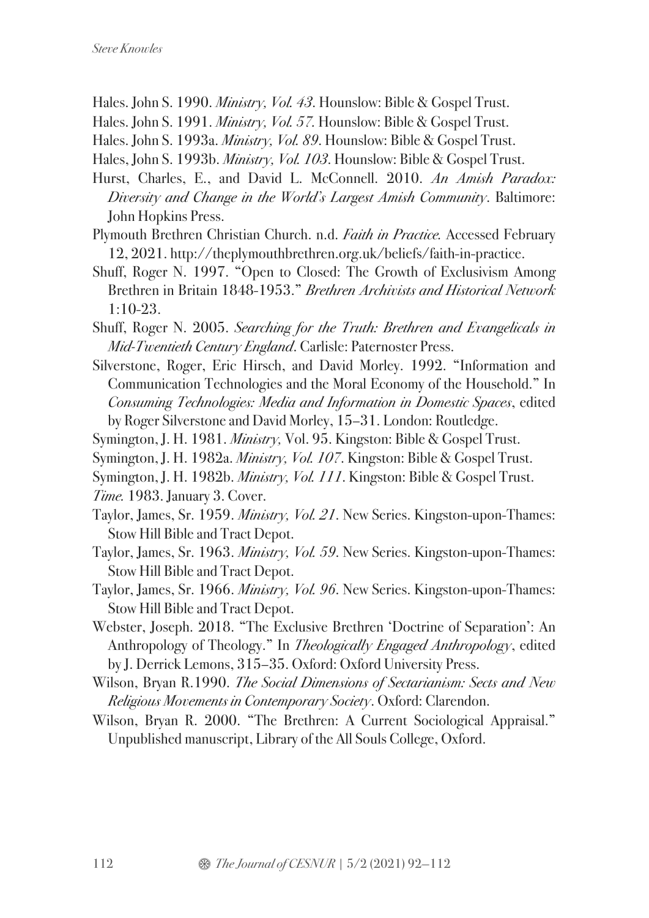Hales. John S. 1990. *Ministry, Vol. 43*. Hounslow: Bible & Gospel Trust.

Hales. John S. 1991. *Ministry, Vol. 57*. Hounslow: Bible & Gospel Trust.

Hales. John S. 1993a. *Ministry, Vol. 89*. Hounslow: Bible & Gospel Trust.

Hales, John S. 1993b. *Ministry, Vol. 103*. Hounslow: Bible & Gospel Trust.

Hurst, Charles, E., and David L. McConnell. 2010. *An Amish Paradox: Diversity and Change in the World's Largest Amish Community*. Baltimore: John Hopkins Press.

Plymouth Brethren Christian Church. n.d. *Faith in Practice.* Accessed February 12, 2021. http://theplymouthbrethren.org.uk/beliefs/faith-in-practice.

Shuff, Roger N. 1997. "Open to Closed: The Growth of Exclusivism Among Brethren in Britain 1848-1953." *Brethren Archivists and Historical Network* 1:10-23.

Shuff, Roger N. 2005. *Searching for the Truth: Brethren and Evangelicals in Mid-Twentieth Century England*. Carlisle: Paternoster Press.

Silverstone, Roger, Eric Hirsch, and David Morley. 1992. "Information and Communication Technologies and the Moral Economy of the Household." In *Consuming Technologies: Media and Information in Domestic Spaces*, edited by Roger Silverstone and David Morley, 15–31. London: Routledge.

Symington, J. H. 1981. *Ministry,* Vol. 95. Kingston: Bible & Gospel Trust.

Symington, J. H. 1982a. *Ministry, Vol. 107*. Kingston: Bible & Gospel Trust.

Symington, J. H. 1982b. *Ministry, Vol. 111*. Kingston: Bible & Gospel Trust.

*Time.* 1983. January 3. Cover.

Taylor, James, Sr. 1959. *Ministry, Vol. 21*. New Series. Kingston-upon-Thames: Stow Hill Bible and Tract Depot.

Taylor, James, Sr. 1963. *Ministry, Vol. 59*. New Series. Kingston-upon-Thames: Stow Hill Bible and Tract Depot.

Taylor, James, Sr. 1966. *Ministry, Vol. 96*. New Series. Kingston-upon-Thames: Stow Hill Bible and Tract Depot.

Webster, Joseph. 2018. "The Exclusive Brethren 'Doctrine of Separation': An Anthropology of Theology." In *Theologically Engaged Anthropology*, edited by J. Derrick Lemons, 315–35. Oxford: Oxford University Press.

Wilson, Bryan R.1990. *The Social Dimensions of Sectarianism: Sects and New Religious Movements in Contemporary Society*. Oxford: Clarendon.

Wilson, Bryan R. 2000. "The Brethren: A Current Sociological Appraisal." Unpublished manuscript, Library of the All Souls College, Oxford.